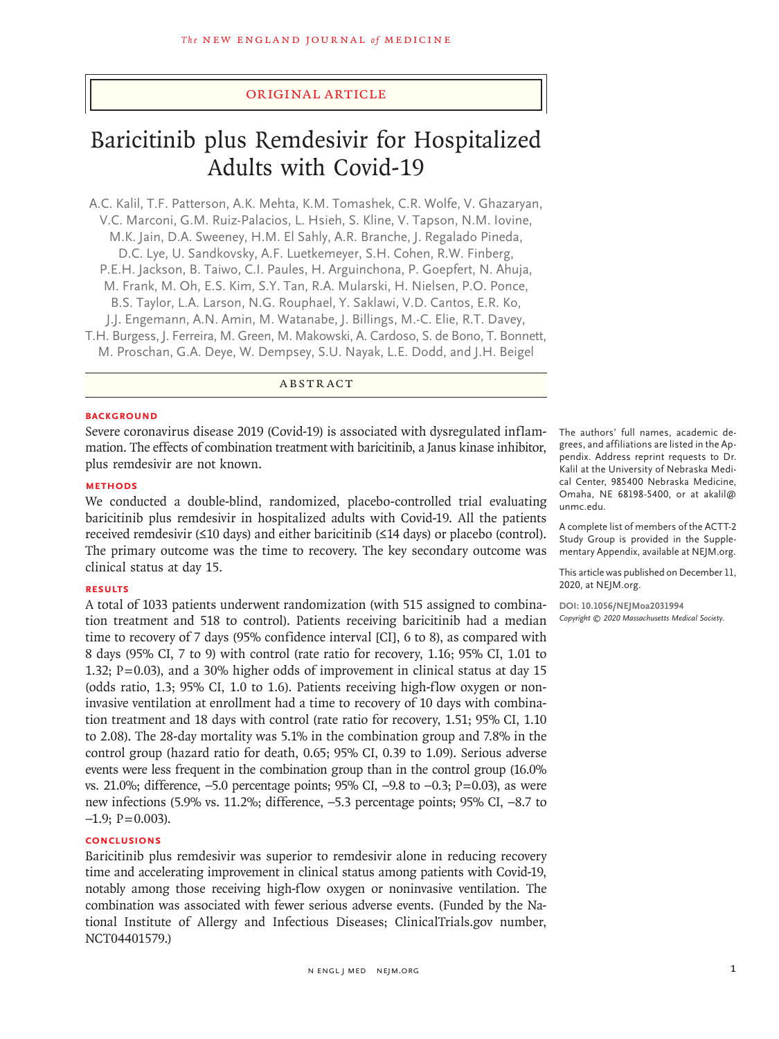ORIGINAL ARTICLE

# Baricitinib plus Remdesivir for Hospitalized Adults with Covid-19

A.C. Kalil, T.F. Patterson, A.K. Mehta, K.M. Tomashek, C.R. Wolfe, V. Ghazaryan, V.C. Marconi, G.M. Ruiz-Palacios, L. Hsieh, S. Kline, V. Tapson, N.M. Iovine, M.K. Jain, D.A. Sweeney, H.M. El Sahly, A.R. Branche, J. Regalado Pineda, D.C. Lye, U. Sandkovsky, A.F. Luetkemeyer, S.H. Cohen, R.W. Finberg, P.E.H. Jackson, B. Taiwo, C.I. Paules, H. Arguinchona, P. Goepfert, N. Ahuja, M. Frank, M. Oh, E.S. Kim, S.Y. Tan, R.A. Mularski, H. Nielsen, P.O. Ponce, B.S. Taylor, L.A. Larson, N.G. Rouphael, Y. Saklawi, V.D. Cantos, E.R. Ko, J.J. Engemann, A.N. Amin, M. Watanabe, J. Billings, M.-C. Elie, R.T. Davey, T.H. Burgess, J. Ferreira, M. Green, M. Makowski, A. Cardoso, S. de Bono, T. Bonnett, M. Proschan, G.A. Deye, W. Dempsey, S.U. Nayak, L.E. Dodd, and J.H. Beigel

## ABSTRACT

### BACKGROUND

Severe coronavirus disease 2019 (Covid-19) is associated with dysregulated inflammation. The effects of combination treatment with baricitinib, a Janus kinase inhibitor, plus remdesivir are not known.

### METHODS

We conducted a double-blind, randomized, placebo-controlled trial evaluating baricitinib plus remdesivir in hospitalized adults with Covid-19. All the patients received remdesivir (≤10 days) and either baricitinib (≤14 days) or placebo (control). The primary outcome was the time to recovery. The key secondary outcome was clinical status at day 15.

### RESULTS

A total of 1033 patients underwent randomization (with 515 assigned to combination treatment and 518 to control). Patients receiving baricitinib had a median time to recovery of 7 days (95% confidence interval [CI], 6 to 8), as compared with 8 days (95% CI, 7 to 9) with control (rate ratio for recovery, 1.16; 95% CI, 1.01 to 1.32; P=0.03), and a 30% higher odds of improvement in clinical status at day 15 (odds ratio, 1.3; 95% CI, 1.0 to 1.6). Patients receiving high-flow oxygen or noninvasive ventilation at enrollment had a time to recovery of 10 days with combination treatment and 18 days with control (rate ratio for recovery, 1.51; 95% CI, 1.10 to 2.08). The 28-day mortality was 5.1% in the combination group and 7.8% in the control group (hazard ratio for death, 0.65; 95% CI, 0.39 to 1.09). Serious adverse events were less frequent in the combination group than in the control group (16.0% vs. 21.0%; difference, −5.0 percentage points; 95% CI, −9.8 to −0.3; P=0.03), as were new infections (5.9% vs. 11.2%; difference, −5.3 percentage points; 95% CI, −8.7 to −1.9; P=0.003).

### CONCLUSIONS

Baricitinib plus remdesivir was superior to remdesivir alone in reducing recovery time and accelerating improvement in clinical status among patients with Covid-19, notably among those receiving high-flow oxygen or noninvasive ventilation. The combination was associated with fewer serious adverse events. (Funded by the National Institute of Allergy and Infectious Diseases; ClinicalTrials.gov number, NCT04401579.)

The authors' full names, academic degrees, and affiliations are listed in the Appendix. Address reprint requests to Dr. Kalil at the University of Nebraska Medical Center, 985400 Nebraska Medicine, Omaha, NE 68198-5400, or at akalil@unmc.edu.

A complete list of members of the ACTT-2 Study Group is provided in the Supplementary Appendix, available at NEJM.org.

This article was published on December 11, 2020, at NEJM.org.

DOI: 10.1056/NEJMoa2031994
Copyright © 2020 Massachusetts Medical Society.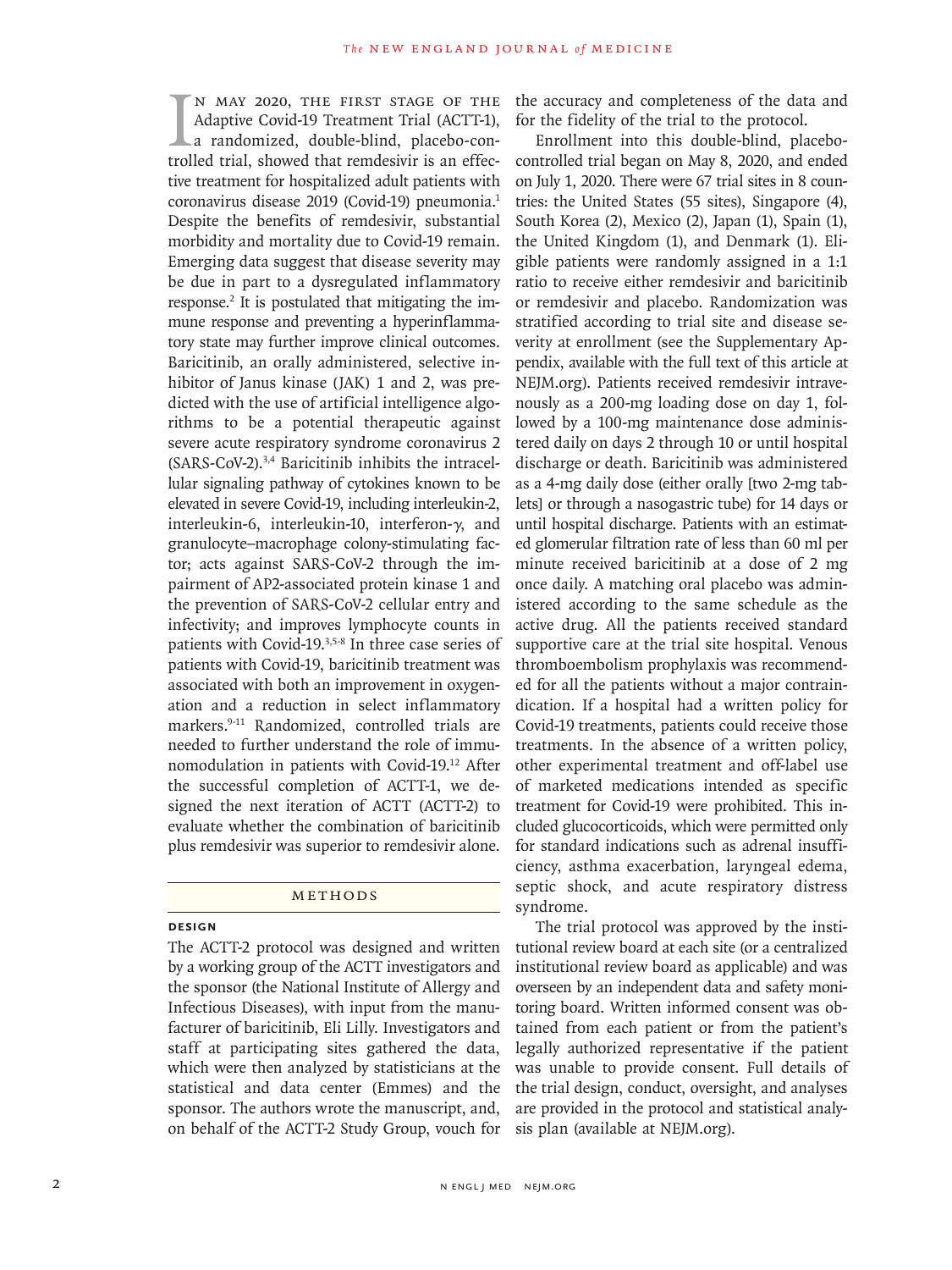In May 2020, the first stage of the Adaptive Covid-19 Treatment Trial (ACTT-1), a randomized, double-blind, placebo-controlled trial, showed that remdesivir is an effective treatment for hospitalized adult patients with coronavirus disease 2019 (Covid-19) pneumonia.[1] Despite the benefits of remdesivir, substantial morbidity and mortality due to Covid-19 remain. Emerging data suggest that disease severity may be due in part to a dysregulated inflammatory response.[2] It is postulated that mitigating the immune response and preventing a hyperinflammatory state may further improve clinical outcomes. Baricitinib, an orally administered, selective inhibitor of Janus kinase (JAK) 1 and 2, was predicted with the use of artificial intelligence algorithms to be a potential therapeutic against severe acute respiratory syndrome coronavirus 2 (SARS-CoV-2).[3,4] Baricitinib inhibits the intracellular signaling pathway of cytokines known to be elevated in severe Covid-19, including interleukin-2, interleukin-6, interleukin-10, interferon-γ, and granulocyte–macrophage colony-stimulating factor; acts against SARS-CoV-2 through the impairment of AP2-associated protein kinase 1 and the prevention of SARS-CoV-2 cellular entry and infectivity; and improves lymphocyte counts in patients with Covid-19.[3,5-8] In three case series of patients with Covid-19, baricitinib treatment was associated with both an improvement in oxygenation and a reduction in select inflammatory markers.[9-11] Randomized, controlled trials are needed to further understand the role of immunomodulation in patients with Covid-19.[12] After the successful completion of ACTT-1, we designed the next iteration of ACTT (ACTT-2) to evaluate whether the combination of baricitinib plus remdesivir was superior to remdesivir alone.

## Methods

### Design

The ACTT-2 protocol was designed and written by a working group of the ACTT investigators and the sponsor (the National Institute of Allergy and Infectious Diseases), with input from the manufacturer of baricitinib, Eli Lilly. Investigators and staff at participating sites gathered the data, which were then analyzed by statisticians at the statistical and data center (Emmes) and the sponsor. The authors wrote the manuscript, and, on behalf of the ACTT-2 Study Group, vouch for the accuracy and completeness of the data and for the fidelity of the trial to the protocol.

Enrollment into this double-blind, placebo-controlled trial began on May 8, 2020, and ended on July 1, 2020. There were 67 trial sites in 8 countries: the United States (55 sites), Singapore (4), South Korea (2), Mexico (2), Japan (1), Spain (1), the United Kingdom (1), and Denmark (1). Eligible patients were randomly assigned in a 1:1 ratio to receive either remdesivir and baricitinib or remdesivir and placebo. Randomization was stratified according to trial site and disease severity at enrollment (see the Supplementary Appendix, available with the full text of this article at NEJM.org). Patients received remdesivir intravenously as a 200-mg loading dose on day 1, followed by a 100-mg maintenance dose administered daily on days 2 through 10 or until hospital discharge or death. Baricitinib was administered as a 4-mg daily dose (either orally [two 2-mg tablets] or through a nasogastric tube) for 14 days or until hospital discharge. Patients with an estimated glomerular filtration rate of less than 60 ml per minute received baricitinib at a dose of 2 mg once daily. A matching oral placebo was administered according to the same schedule as the active drug. All the patients received standard supportive care at the trial site hospital. Venous thromboembolism prophylaxis was recommended for all the patients without a major contraindication. If a hospital had a written policy for Covid-19 treatments, patients could receive those treatments. In the absence of a written policy, other experimental treatment and off-label use of marketed medications intended as specific treatment for Covid-19 were prohibited. This included glucocorticoids, which were permitted only for standard indications such as adrenal insufficiency, asthma exacerbation, laryngeal edema, septic shock, and acute respiratory distress syndrome.

The trial protocol was approved by the institutional review board at each site (or a centralized institutional review board as applicable) and was overseen by an independent data and safety monitoring board. Written informed consent was obtained from each patient or from the patient's legally authorized representative if the patient was unable to provide consent. Full details of the trial design, conduct, oversight, and analyses are provided in the protocol and statistical analysis plan (available at NEJM.org).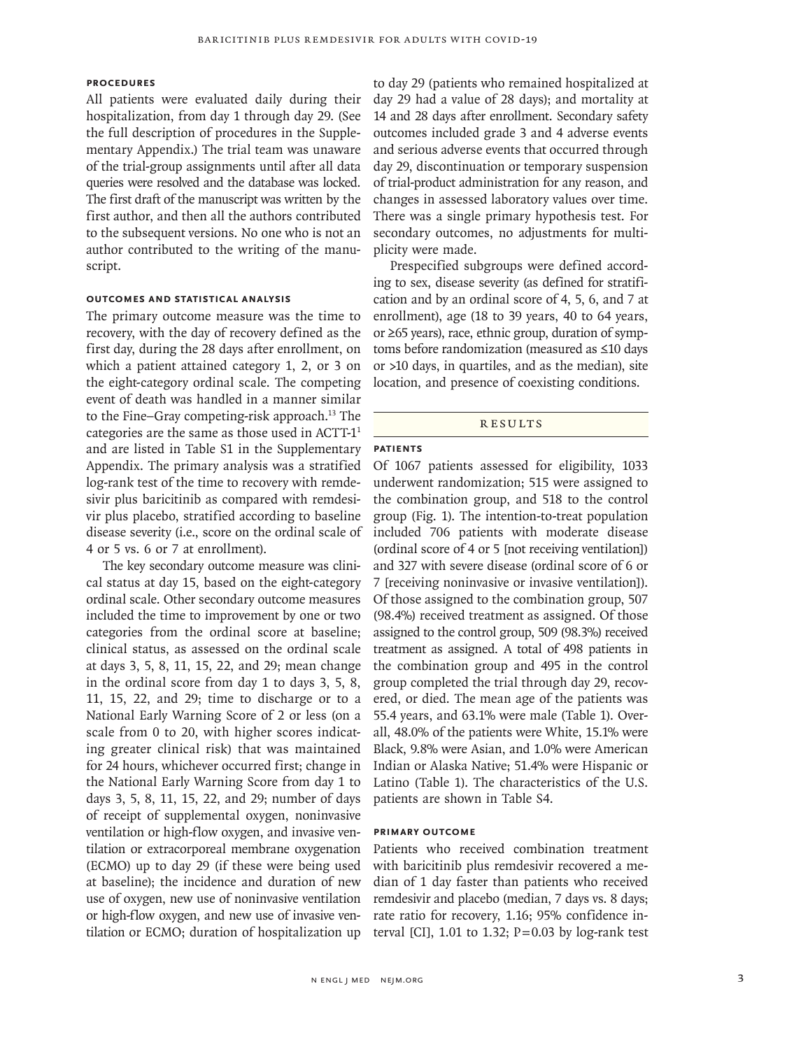### Procedures

All patients were evaluated daily during their hospitalization, from day 1 through day 29. (See the full description of procedures in the Supplementary Appendix.) The trial team was unaware of the trial-group assignments until after all data queries were resolved and the database was locked. The first draft of the manuscript was written by the first author, and then all the authors contributed to the subsequent versions. No one who is not an author contributed to the writing of the manuscript.

### Outcomes and Statistical Analysis

The primary outcome measure was the time to recovery, with the day of recovery defined as the first day, during the 28 days after enrollment, on which a patient attained category 1, 2, or 3 on the eight-category ordinal scale. The competing event of death was handled in a manner similar to the Fine–Gray competing-risk approach.[13] The categories are the same as those used in ACTT-1[1] and are listed in Table S1 in the Supplementary Appendix. The primary analysis was a stratified log-rank test of the time to recovery with remdesivir plus baricitinib as compared with remdesivir plus placebo, stratified according to baseline disease severity (i.e., score on the ordinal scale of 4 or 5 vs. 6 or 7 at enrollment).

The key secondary outcome measure was clinical status at day 15, based on the eight-category ordinal scale. Other secondary outcome measures included the time to improvement by one or two categories from the ordinal score at baseline; clinical status, as assessed on the ordinal scale at days 3, 5, 8, 11, 15, 22, and 29; mean change in the ordinal score from day 1 to days 3, 5, 8, 11, 15, 22, and 29; time to discharge or to a National Early Warning Score of 2 or less (on a scale from 0 to 20, with higher scores indicating greater clinical risk) that was maintained for 24 hours, whichever occurred first; change in the National Early Warning Score from day 1 to days 3, 5, 8, 11, 15, 22, and 29; number of days of receipt of supplemental oxygen, noninvasive ventilation or high-flow oxygen, and invasive ventilation or extracorporeal membrane oxygenation (ECMO) up to day 29 (if these were being used at baseline); the incidence and duration of new use of oxygen, new use of noninvasive ventilation or high-flow oxygen, and new use of invasive ventilation or ECMO; duration of hospitalization up to day 29 (patients who remained hospitalized at day 29 had a value of 28 days); and mortality at 14 and 28 days after enrollment. Secondary safety outcomes included grade 3 and 4 adverse events and serious adverse events that occurred through day 29, discontinuation or temporary suspension of trial-product administration for any reason, and changes in assessed laboratory values over time. There was a single primary hypothesis test. For secondary outcomes, no adjustments for multiplicity were made.

Prespecified subgroups were defined according to sex, disease severity (as defined for stratification and by an ordinal score of 4, 5, 6, and 7 at enrollment), age (18 to 39 years, 40 to 64 years, or ≥65 years), race, ethnic group, duration of symptoms before randomization (measured as ≤10 days or >10 days, in quartiles, and as the median), site location, and presence of coexisting conditions.

## Results

### Patients

Of 1067 patients assessed for eligibility, 1033 underwent randomization; 515 were assigned to the combination group, and 518 to the control group (Fig. 1). The intention-to-treat population included 706 patients with moderate disease (ordinal score of 4 or 5 [not receiving ventilation]) and 327 with severe disease (ordinal score of 6 or 7 [receiving noninvasive or invasive ventilation]). Of those assigned to the combination group, 507 (98.4%) received treatment as assigned. Of those assigned to the control group, 509 (98.3%) received treatment as assigned. A total of 498 patients in the combination group and 495 in the control group completed the trial through day 29, recovered, or died. The mean age of the patients was 55.4 years, and 63.1% were male (Table 1). Overall, 48.0% of the patients were White, 15.1% were Black, 9.8% were Asian, and 1.0% were American Indian or Alaska Native; 51.4% were Hispanic or Latino (Table 1). The characteristics of the U.S. patients are shown in Table S4.

### Primary Outcome

Patients who received combination treatment with baricitinib plus remdesivir recovered a median of 1 day faster than patients who received remdesivir and placebo (median, 7 days vs. 8 days; rate ratio for recovery, 1.16; 95% confidence interval [CI], 1.01 to 1.32; P=0.03 by log-rank test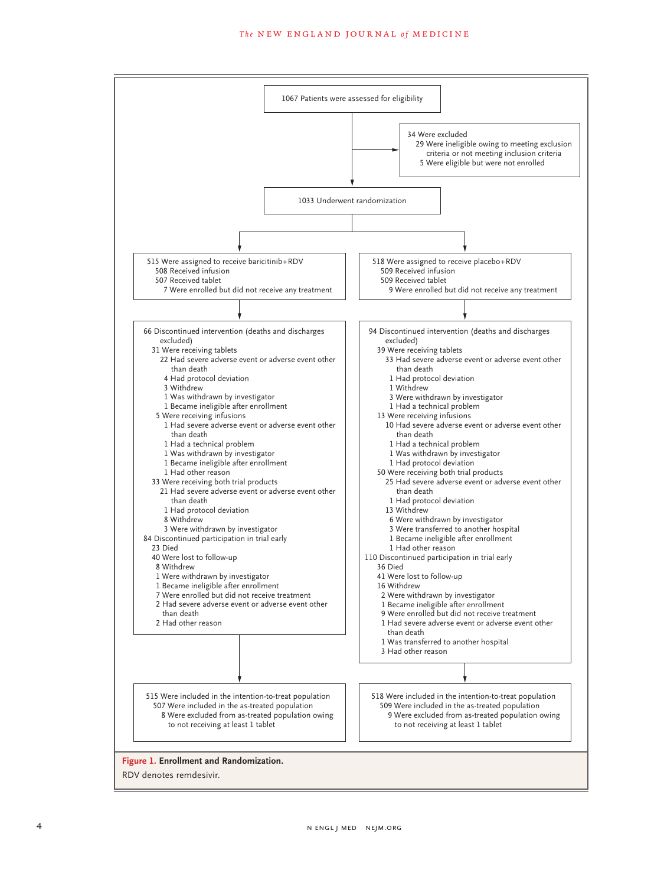1067 Patients were assessed for eligibility

34 Were excluded
- 29 Were ineligible owing to meeting exclusion criteria or not meeting inclusion criteria
- 5 Were eligible but were not enrolled

1033 Underwent randomization

**Baricitinib+RDV group**

515 Were assigned to receive baricitinib+RDV
- 508 Received infusion
- 507 Received tablet
  - 7 Were enrolled but did not receive any treatment

66 Discontinued intervention (deaths and discharges excluded)
- 31 Were receiving tablets
  - 22 Had severe adverse event or adverse event other than death
  - 4 Had protocol deviation
  - 3 Withdrew
  - 1 Was withdrawn by investigator
  - 1 Became ineligible after enrollment
- 5 Were receiving infusions
  - 1 Had severe adverse event or adverse event other than death
  - 1 Had a technical problem
  - 1 Was withdrawn by investigator
  - 1 Became ineligible after enrollment
  - 1 Had other reason
- 33 Were receiving both trial products
  - 21 Had severe adverse event or adverse event other than death
  - 1 Had protocol deviation
  - 8 Withdrew
  - 3 Were withdrawn by investigator

84 Discontinued participation in trial early
- 23 Died
- 40 Were lost to follow-up
  - 8 Withdrew
  - 1 Were withdrawn by investigator
  - 1 Became ineligible after enrollment
  - 7 Were enrolled but did not receive treatment
  - 2 Had severe adverse event or adverse event other than death
  - 2 Had other reason

515 Were included in the intention-to-treat population
- 507 Were included in the as-treated population
  - 8 Were excluded from as-treated population owing to not receiving at least 1 tablet

**Placebo+RDV group**

518 Were assigned to receive placebo+RDV
- 509 Received infusion
- 509 Received tablet
  - 9 Were enrolled but did not receive any treatment

94 Discontinued intervention (deaths and discharges excluded)
- 39 Were receiving tablets
  - 33 Had severe adverse event or adverse event other than death
  - 1 Had protocol deviation
  - 1 Withdrew
  - 3 Were withdrawn by investigator
  - 1 Had a technical problem
- 13 Were receiving infusions
  - 10 Had severe adverse event or adverse event other than death
  - 1 Had a technical problem
  - 1 Was withdrawn by investigator
  - 1 Had protocol deviation
- 50 Were receiving both trial products
  - 25 Had severe adverse event or adverse event other than death
  - 1 Had protocol deviation
  - 13 Withdrew
  - 6 Were withdrawn by investigator
  - 3 Were transferred to another hospital
  - 1 Became ineligible after enrollment
  - 1 Had other reason

110 Discontinued participation in trial early
- 36 Died
- 41 Were lost to follow-up
  - 16 Withdrew
  - 2 Were withdrawn by investigator
  - 1 Became ineligible after enrollment
  - 9 Were enrolled but did not receive treatment
  - 1 Had severe adverse event or adverse event other than death
  - 1 Was transferred to another hospital
  - 3 Had other reason

518 Were included in the intention-to-treat population
- 509 Were included in the as-treated population
  - 9 Were excluded from as-treated population owing to not receiving at least 1 tablet

**Figure 1. Enrollment and Randomization.**

RDV denotes remdesivir.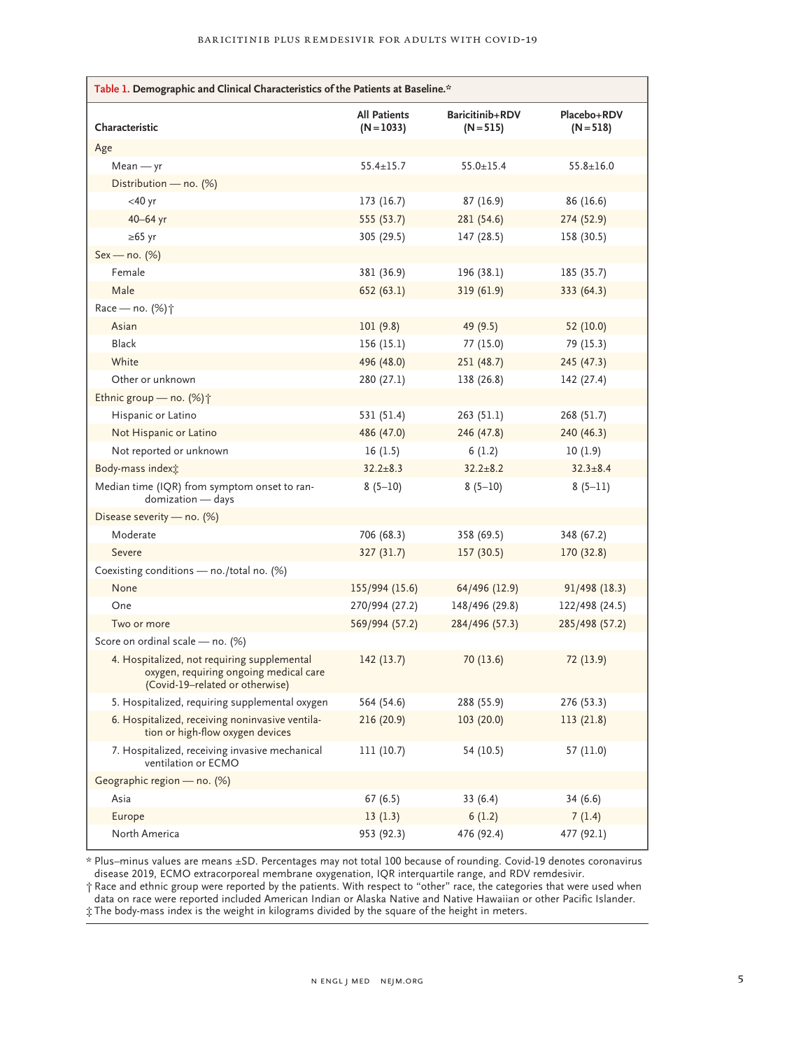**Table 1. Demographic and Clinical Characteristics of the Patients at Baseline.***

| Characteristic | All Patients (N=1033) | Baricitinib+RDV (N=515) | Placebo+RDV (N=518) |
|---|---|---|---|
| Age | | | |
| Mean — yr | 55.4±15.7 | 55.0±15.4 | 55.8±16.0 |
| Distribution — no. (%) | | | |
| <40 yr | 173 (16.7) | 87 (16.9) | 86 (16.6) |
| 40–64 yr | 555 (53.7) | 281 (54.6) | 274 (52.9) |
| ≥65 yr | 305 (29.5) | 147 (28.5) | 158 (30.5) |
| Sex — no. (%) | | | |
| Female | 381 (36.9) | 196 (38.1) | 185 (35.7) |
| Male | 652 (63.1) | 319 (61.9) | 333 (64.3) |
| Race — no. (%)† | | | |
| Asian | 101 (9.8) | 49 (9.5) | 52 (10.0) |
| Black | 156 (15.1) | 77 (15.0) | 79 (15.3) |
| White | 496 (48.0) | 251 (48.7) | 245 (47.3) |
| Other or unknown | 280 (27.1) | 138 (26.8) | 142 (27.4) |
| Ethnic group — no. (%)† | | | |
| Hispanic or Latino | 531 (51.4) | 263 (51.1) | 268 (51.7) |
| Not Hispanic or Latino | 486 (47.0) | 246 (47.8) | 240 (46.3) |
| Not reported or unknown | 16 (1.5) | 6 (1.2) | 10 (1.9) |
| Body-mass index‡ | 32.2±8.3 | 32.2±8.2 | 32.3±8.4 |
| Median time (IQR) from symptom onset to randomization — days | 8 (5–10) | 8 (5–10) | 8 (5–11) |
| Disease severity — no. (%) | | | |
| Moderate | 706 (68.3) | 358 (69.5) | 348 (67.2) |
| Severe | 327 (31.7) | 157 (30.5) | 170 (32.8) |
| Coexisting conditions — no./total no. (%) | | | |
| None | 155/994 (15.6) | 64/496 (12.9) | 91/498 (18.3) |
| One | 270/994 (27.2) | 148/496 (29.8) | 122/498 (24.5) |
| Two or more | 569/994 (57.2) | 284/496 (57.3) | 285/498 (57.2) |
| Score on ordinal scale — no. (%) | | | |
| 4. Hospitalized, not requiring supplemental oxygen, requiring ongoing medical care (Covid-19–related or otherwise) | 142 (13.7) | 70 (13.6) | 72 (13.9) |
| 5. Hospitalized, requiring supplemental oxygen | 564 (54.6) | 288 (55.9) | 276 (53.3) |
| 6. Hospitalized, receiving noninvasive ventilation or high-flow oxygen devices | 216 (20.9) | 103 (20.0) | 113 (21.8) |
| 7. Hospitalized, receiving invasive mechanical ventilation or ECMO | 111 (10.7) | 54 (10.5) | 57 (11.0) |
| Geographic region — no. (%) | | | |
| Asia | 67 (6.5) | 33 (6.4) | 34 (6.6) |
| Europe | 13 (1.3) | 6 (1.2) | 7 (1.4) |
| North America | 953 (92.3) | 476 (92.4) | 477 (92.1) |

\* Plus–minus values are means ±SD. Percentages may not total 100 because of rounding. Covid-19 denotes coronavirus disease 2019, ECMO extracorporeal membrane oxygenation, IQR interquartile range, and RDV remdesivir.

† Race and ethnic group were reported by the patients. With respect to "other" race, the categories that were used when data on race were reported included American Indian or Alaska Native and Native Hawaiian or other Pacific Islander.

‡ The body-mass index is the weight in kilograms divided by the square of the height in meters.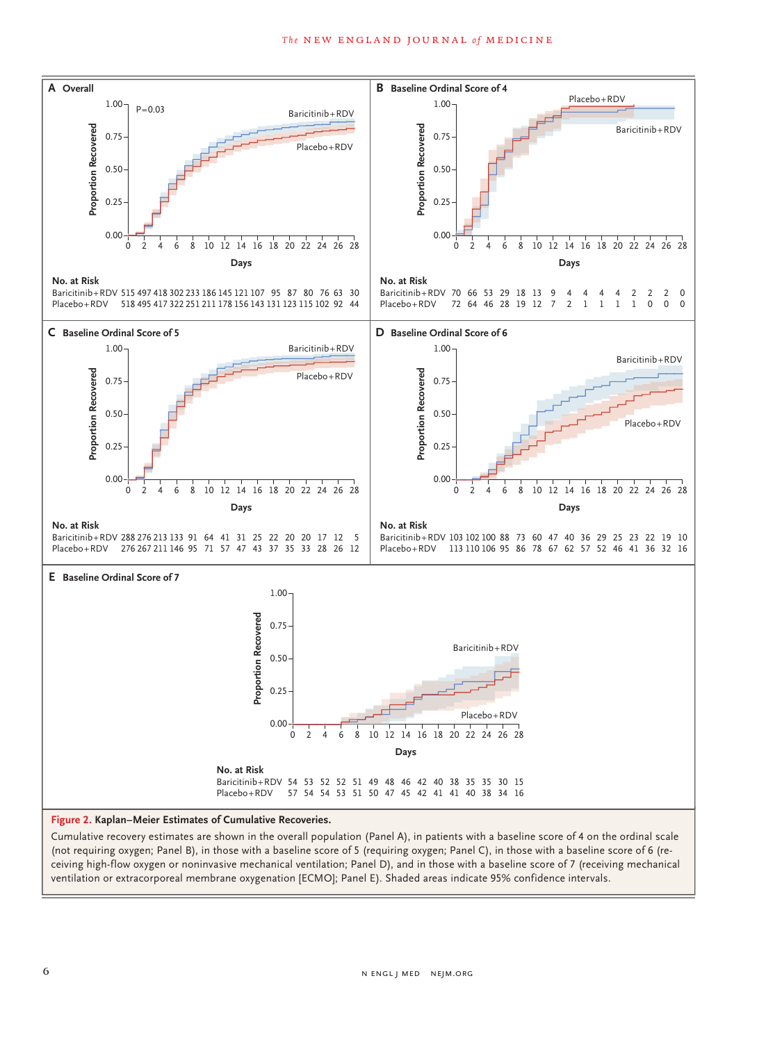**A Overall**

P=0.03

No. at Risk

| | 0 | 2 | 4 | 6 | 8 | 10 | 12 | 14 | 16 | 18 | 20 | 22 | 24 | 26 | 28 |
|---|---|---|---|---|---|---|---|---|---|---|---|---|---|---|---|
| Baricitinib+RDV | 515 | 497 | 418 | 302 | 233 | 186 | 145 | 121 | 107 | 95 | 87 | 80 | 76 | 63 | 30 |
| Placebo+RDV | 518 | 495 | 417 | 322 | 251 | 211 | 178 | 156 | 143 | 131 | 123 | 115 | 102 | 92 | 44 |

**B Baseline Ordinal Score of 4**

No. at Risk

| | 0 | 2 | 4 | 6 | 8 | 10 | 12 | 14 | 16 | 18 | 20 | 22 | 24 | 26 | 28 |
|---|---|---|---|---|---|---|---|---|---|---|---|---|---|---|---|
| Baricitinib+RDV | 70 | 66 | 53 | 29 | 18 | 13 | 9 | 4 | 4 | 4 | 4 | 2 | 2 | 2 | 0 |
| Placebo+RDV | 72 | 64 | 46 | 28 | 19 | 12 | 7 | 2 | 1 | 1 | 1 | 1 | 0 | 0 | 0 |

**C Baseline Ordinal Score of 5**

No. at Risk

| | 0 | 2 | 4 | 6 | 8 | 10 | 12 | 14 | 16 | 18 | 20 | 22 | 24 | 26 | 28 |
|---|---|---|---|---|---|---|---|---|---|---|---|---|---|---|---|
| Baricitinib+RDV | 288 | 276 | 213 | 133 | 91 | 64 | 41 | 31 | 25 | 22 | 20 | 20 | 17 | 12 | 5 |
| Placebo+RDV | 276 | 267 | 211 | 146 | 95 | 71 | 57 | 47 | 43 | 37 | 35 | 33 | 28 | 26 | 12 |

**D Baseline Ordinal Score of 6**

No. at Risk

| | 0 | 2 | 4 | 6 | 8 | 10 | 12 | 14 | 16 | 18 | 20 | 22 | 24 | 26 | 28 |
|---|---|---|---|---|---|---|---|---|---|---|---|---|---|---|---|
| Baricitinib+RDV | 103 | 102 | 100 | 88 | 73 | 60 | 47 | 40 | 36 | 29 | 25 | 23 | 22 | 19 | 10 |
| Placebo+RDV | 113 | 110 | 106 | 95 | 86 | 78 | 67 | 62 | 57 | 52 | 46 | 41 | 36 | 32 | 16 |

**E Baseline Ordinal Score of 7**

No. at Risk

| | 0 | 2 | 4 | 6 | 8 | 10 | 12 | 14 | 16 | 18 | 20 | 22 | 24 | 26 | 28 |
|---|---|---|---|---|---|---|---|---|---|---|---|---|---|---|---|
| Baricitinib+RDV | 54 | 53 | 52 | 52 | 51 | 49 | 48 | 46 | 42 | 40 | 38 | 35 | 35 | 30 | 15 |
| Placebo+RDV | 57 | 54 | 54 | 53 | 51 | 50 | 47 | 45 | 42 | 41 | 41 | 40 | 38 | 34 | 16 |

**Figure 2. Kaplan–Meier Estimates of Cumulative Recoveries.**

Cumulative recovery estimates are shown in the overall population (Panel A), in patients with a baseline score of 4 on the ordinal scale (not requiring oxygen; Panel B), in those with a baseline score of 5 (requiring oxygen; Panel C), in those with a baseline score of 6 (receiving high-flow oxygen or noninvasive mechanical ventilation; Panel D), and in those with a baseline score of 7 (receiving mechanical ventilation or extracorporeal membrane oxygenation [ECMO]; Panel E). Shaded areas indicate 95% confidence intervals.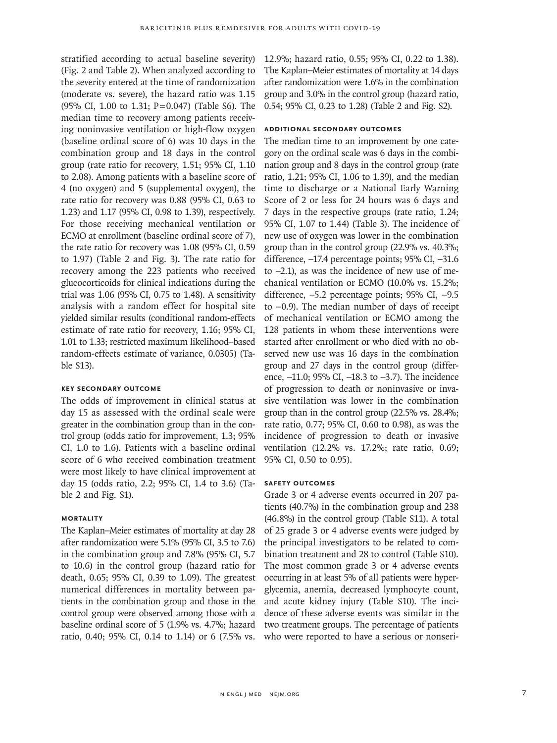stratified according to actual baseline severity) (Fig. 2 and Table 2). When analyzed according to the severity entered at the time of randomization (moderate vs. severe), the hazard ratio was 1.15 (95% CI, 1.00 to 1.31; P=0.047) (Table S6). The median time to recovery among patients receiving noninvasive ventilation or high-flow oxygen (baseline ordinal score of 6) was 10 days in the combination group and 18 days in the control group (rate ratio for recovery, 1.51; 95% CI, 1.10 to 2.08). Among patients with a baseline score of 4 (no oxygen) and 5 (supplemental oxygen), the rate ratio for recovery was 0.88 (95% CI, 0.63 to 1.23) and 1.17 (95% CI, 0.98 to 1.39), respectively. For those receiving mechanical ventilation or ECMO at enrollment (baseline ordinal score of 7), the rate ratio for recovery was 1.08 (95% CI, 0.59 to 1.97) (Table 2 and Fig. 3). The rate ratio for recovery among the 223 patients who received glucocorticoids for clinical indications during the trial was 1.06 (95% CI, 0.75 to 1.48). A sensitivity analysis with a random effect for hospital site yielded similar results (conditional random-effects estimate of rate ratio for recovery, 1.16; 95% CI, 1.01 to 1.33; restricted maximum likelihood–based random-effects estimate of variance, 0.0305) (Table S13).

### Key Secondary Outcome

The odds of improvement in clinical status at day 15 as assessed with the ordinal scale were greater in the combination group than in the control group (odds ratio for improvement, 1.3; 95% CI, 1.0 to 1.6). Patients with a baseline ordinal score of 6 who received combination treatment were most likely to have clinical improvement at day 15 (odds ratio, 2.2; 95% CI, 1.4 to 3.6) (Table 2 and Fig. S1).

### Mortality

The Kaplan–Meier estimates of mortality at day 28 after randomization were 5.1% (95% CI, 3.5 to 7.6) in the combination group and 7.8% (95% CI, 5.7 to 10.6) in the control group (hazard ratio for death, 0.65; 95% CI, 0.39 to 1.09). The greatest numerical differences in mortality between patients in the combination group and those in the control group were observed among those with a baseline ordinal score of 5 (1.9% vs. 4.7%; hazard ratio, 0.40; 95% CI, 0.14 to 1.14) or 6 (7.5% vs. 12.9%; hazard ratio, 0.55; 95% CI, 0.22 to 1.38). The Kaplan–Meier estimates of mortality at 14 days after randomization were 1.6% in the combination group and 3.0% in the control group (hazard ratio, 0.54; 95% CI, 0.23 to 1.28) (Table 2 and Fig. S2).

### Additional Secondary Outcomes

The median time to an improvement by one category on the ordinal scale was 6 days in the combination group and 8 days in the control group (rate ratio, 1.21; 95% CI, 1.06 to 1.39), and the median time to discharge or a National Early Warning Score of 2 or less for 24 hours was 6 days and 7 days in the respective groups (rate ratio, 1.24; 95% CI, 1.07 to 1.44) (Table 3). The incidence of new use of oxygen was lower in the combination group than in the control group (22.9% vs. 40.3%; difference, −17.4 percentage points; 95% CI, −31.6 to −2.1), as was the incidence of new use of mechanical ventilation or ECMO (10.0% vs. 15.2%; difference, −5.2 percentage points; 95% CI, −9.5 to −0.9). The median number of days of receipt of mechanical ventilation or ECMO among the 128 patients in whom these interventions were started after enrollment or who died with no observed new use was 16 days in the combination group and 27 days in the control group (difference, −11.0; 95% CI, −18.3 to −3.7). The incidence of progression to death or noninvasive or invasive ventilation was lower in the combination group than in the control group (22.5% vs. 28.4%; rate ratio, 0.77; 95% CI, 0.60 to 0.98), as was the incidence of progression to death or invasive ventilation (12.2% vs. 17.2%; rate ratio, 0.69; 95% CI, 0.50 to 0.95).

### Safety Outcomes

Grade 3 or 4 adverse events occurred in 207 patients (40.7%) in the combination group and 238 (46.8%) in the control group (Table S11). A total of 25 grade 3 or 4 adverse events were judged by the principal investigators to be related to combination treatment and 28 to control (Table S10). The most common grade 3 or 4 adverse events occurring in at least 5% of all patients were hyperglycemia, anemia, decreased lymphocyte count, and acute kidney injury (Table S10). The incidence of these adverse events was similar in the two treatment groups. The percentage of patients who were reported to have a serious or nonseri-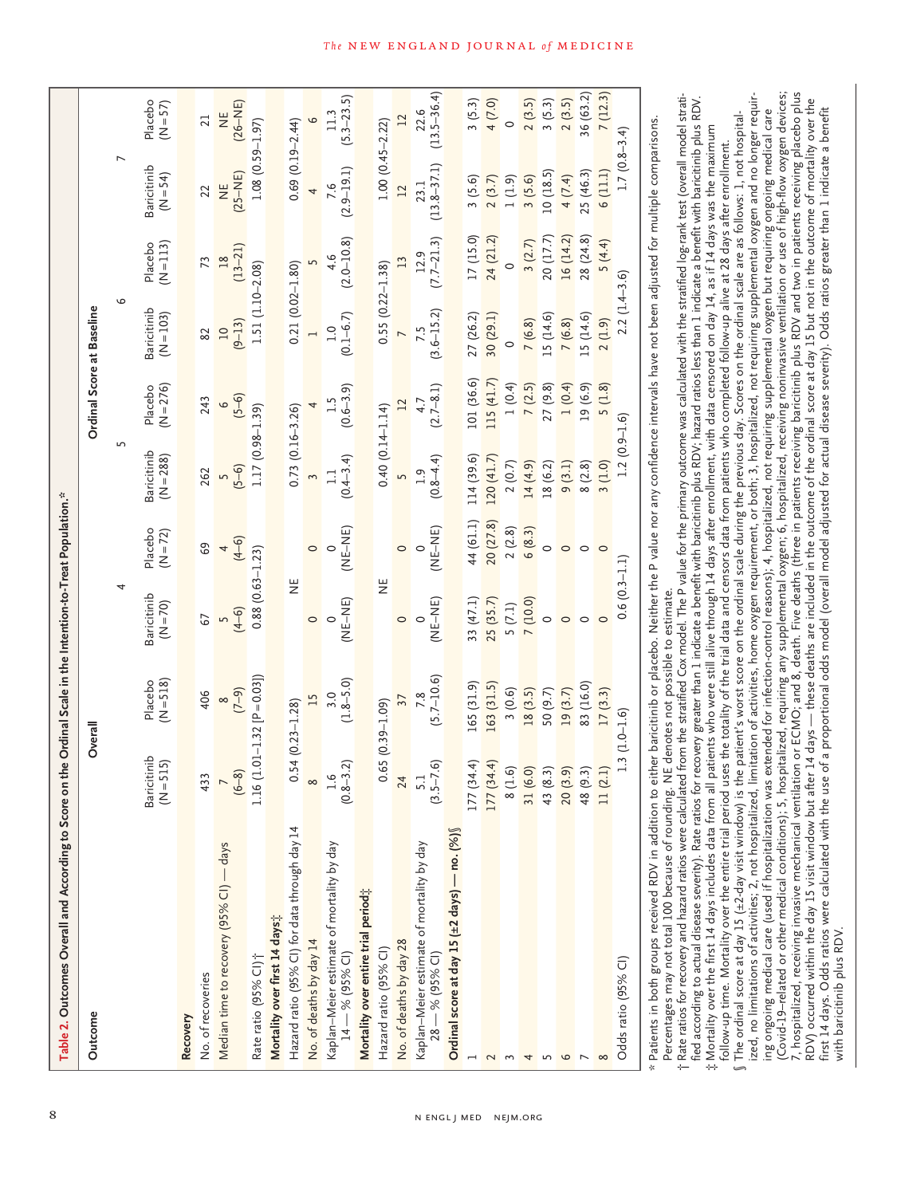**Table 2. Outcomes Overall and According to Score on the Ordinal Scale in the Intention-to-Treat Population.***

| Outcome | Overall | | Ordinal Score at Baseline | | | | | | | |
|---|---|---|---|---|---|---|---|---|---|---|
| | | | 4 | | 5 | | 6 | | 7 | |
| | Baricitinib (N=515) | Placebo (N=518) | Baricitinib (N=70) | Placebo (N=72) | Baricitinib (N=288) | Placebo (N=276) | Baricitinib (N=103) | Placebo (N=113) | Baricitinib (N=54) | Placebo (N=57) |
| **Recovery** | | | | | | | | | | |
| No. of recoveries | 433 | 406 | 67 | 69 | 262 | 243 | 82 | 73 | 22 | 21 |
| Median time to recovery (95% CI) — days | 7 (6–8) | 8 (7–9) | 5 (4–6) | 4 (4–6) | 5 (5–6) | 6 (5–6) | 10 (9–13) | 18 (13–21) | NE (25–NE) | NE (26–NE) |
| Rate ratio (95% CI)† | 1.16 (1.01–1.32 [P=0.03]) | | 0.88 (0.63–1.23) | | 1.17 (0.98–1.39) | | 1.51 (1.10–2.08) | | 1.08 (0.59–1.97) | |
| **Mortality over first 14 days‡** | | | | | | | | | | |
| Hazard ratio (95% CI) for data through day 14 | 0.54 (0.23–1.28) | | NE | | 0.73 (0.16–3.26) | | 0.21 (0.02–1.80) | | 0.69 (0.19–2.44) | |
| No. of deaths by day 14 | 8 | 15 | 0 | 0 | 3 | 4 | 1 | 5 | 4 | 6 |
| Kaplan–Meier estimate of mortality by day 14 — % (95% CI) | 1.6 (0.8–3.2) | 3.0 (1.8–5.0) | 0 (NE–NE) | 0 (NE–NE) | 1.1 (0.4–3.4) | 1.5 (0.6–3.9) | 1.0 (0.1–6.7) | 4.6 (2.0–10.8) | 7.6 (2.9–19.1) | 11.3 (5.3–23.5) |
| **Mortality over entire trial period‡** | | | | | | | | | | |
| Hazard ratio (95% CI) | 0.65 (0.39–1.09) | | NE | | 0.40 (0.14–1.14) | | 0.55 (0.22–1.38) | | 1.00 (0.45–2.22) | |
| No. of deaths by day 28 | 24 | 37 | 0 | 0 | 5 | 12 | 7 | 13 | 12 | 12 |
| Kaplan–Meier estimate of mortality by day 28 — % (95% CI) | 5.1 (3.5–7.6) | 7.8 (5.7–10.6) | 0 (NE–NE) | 0 (NE–NE) | 1.9 (0.8–4.4) | 4.7 (2.7–8.1) | 7.5 (3.6–15.2) | 12.9 (7.7–21.3) | 23.1 (13.8–37.1) | 22.6 (13.5–36.4) |
| **Ordinal score at day 15 (±2 days) — no. (%)§** | | | | | | | | | | |
| 1 | 177 (34.4) | 165 (31.9) | 33 (47.1) | 44 (61.1) | 114 (39.6) | 101 (36.6) | 27 (26.2) | 17 (15.0) | 3 (5.6) | 3 (5.3) |
| 2 | 177 (34.4) | 163 (31.5) | 25 (35.7) | 20 (27.8) | 120 (41.7) | 115 (41.7) | 30 (29.1) | 24 (21.2) | 2 (3.7) | 4 (7.0) |
| 3 | 8 (1.6) | 3 (0.6) | 5 (7.1) | 2 (2.8) | 2 (0.7) | 1 (0.4) | 0 | 0 | 1 (1.9) | 0 |
| 4 | 31 (6.0) | 18 (3.5) | 7 (10.0) | 6 (8.3) | 14 (4.9) | 7 (2.5) | 7 (6.8) | 3 (2.7) | 3 (5.6) | 2 (3.5) |
| 5 | 43 (8.3) | 50 (9.7) | 0 | 0 | 18 (6.2) | 27 (9.8) | 15 (14.6) | 20 (17.7) | 10 (18.5) | 3 (5.3) |
| 6 | 20 (3.9) | 19 (3.7) | 0 | 0 | 9 (3.1) | 1 (0.4) | 7 (6.8) | 16 (14.2) | 4 (7.4) | 2 (3.5) |
| 7 | 48 (9.3) | 83 (16.0) | 0 | 0 | 8 (2.8) | 19 (6.9) | 15 (14.6) | 28 (24.8) | 25 (46.3) | 36 (63.2) |
| 8 | 11 (2.1) | 17 (3.3) | 0 | 0 | 3 (1.0) | 5 (1.8) | 2 (1.9) | 5 (4.4) | 6 (11.1) | 7 (12.3) |
| Odds ratio (95% CI) | 1.3 (1.0–1.6) | | 0.6 (0.3–1.1) | | 1.2 (0.9–1.6) | | 2.2 (1.4–3.6) | | 1.7 (0.8–3.4) | |

\* Patients in both groups received RDV in addition to either baricitinib or placebo. Neither the P value nor any confidence intervals have not been adjusted for multiple comparisons. Percentages may not total 100 because of rounding. NE denotes not possible to estimate.

† Rate ratios for recovery and hazard ratios were calculated from the stratified Cox model. The P value for the primary outcome was calculated with the stratified log-rank test (overall model stratified according to actual disease severity). Rate ratios for recovery greater than 1 indicate a benefit with baricitinib plus RDV; hazard ratios less than 1 indicate a benefit with baricitinib plus RDV.

‡ Mortality over the first 14 days includes data from all patients who were still alive through 14 days after enrollment, with data censored on day 14, as if 14 days was the maximum follow-up time. Mortality over the entire trial period uses the totality of the trial data and censors data from patients who completed follow-up alive at 28 days after enrollment.

§ The ordinal score at day 15 (±2-day visit window) is the patient's worst score on the ordinal scale during the previous day. Scores on the ordinal scale are as follows: 1, not hospitalized, no limitations of activities; 2, not hospitalized, limitation of activities, home oxygen requirement, or both; 3, hospitalized, not requiring supplemental oxygen and no longer requiring ongoing medical care (used if hospitalization was extended for infection-control reasons); 4, hospitalized, not requiring supplemental oxygen but requiring ongoing medical care (Covid-19–related or other medical conditions); 5, hospitalized, requiring any supplemental oxygen; 6, hospitalized, receiving noninvasive ventilation or use of high-flow oxygen devices; 7, hospitalized, receiving invasive mechanical ventilation or ECMO; and 8, death. Five deaths (three in patients receiving baricitinib plus RDV and two in patients receiving placebo plus RDV) occurred within the day 15 visit window but after 14 days — these deaths are included in the outcome of the ordinal score at day 15 but not in the outcome of mortality over the first 14 days. Odds ratios were calculated with the use of a proportional odds model (overall model adjusted for actual disease severity). Odds ratios greater than 1 indicate a benefit with baricitinib plus RDV.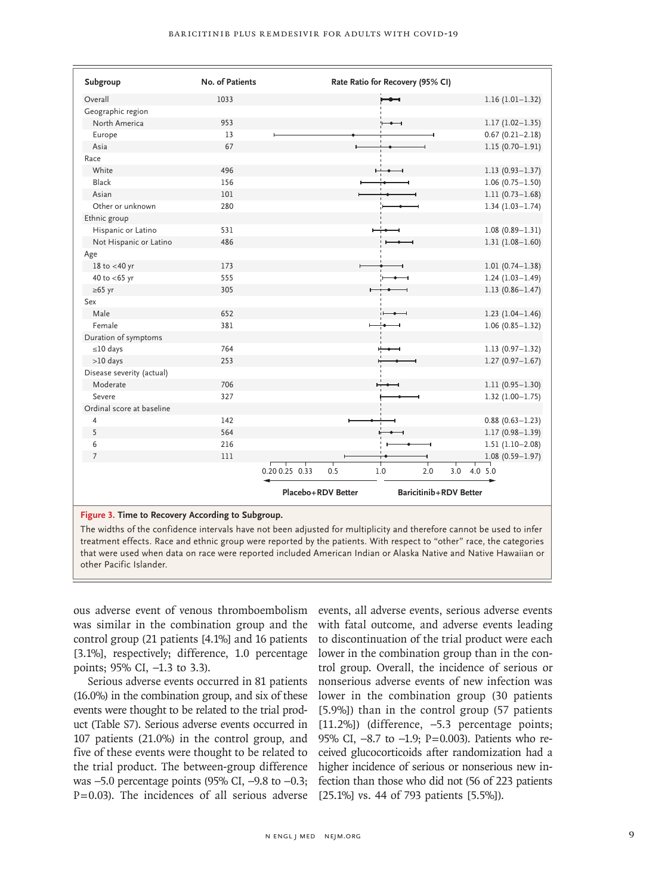| Subgroup | No. of Patients | Rate Ratio for Recovery (95% CI) |
|---|---|---|
| Overall | 1033 | 1.16 (1.01–1.32) |
| Geographic region | | |
| North America | 953 | 1.17 (1.02–1.35) |
| Europe | 13 | 0.67 (0.21–2.18) |
| Asia | 67 | 1.15 (0.70–1.91) |
| Race | | |
| White | 496 | 1.13 (0.93–1.37) |
| Black | 156 | 1.06 (0.75–1.50) |
| Asian | 101 | 1.11 (0.73–1.68) |
| Other or unknown | 280 | 1.34 (1.03–1.74) |
| Ethnic group | | |
| Hispanic or Latino | 531 | 1.08 (0.89–1.31) |
| Not Hispanic or Latino | 486 | 1.31 (1.08–1.60) |
| Age | | |
| 18 to <40 yr | 173 | 1.01 (0.74–1.38) |
| 40 to <65 yr | 555 | 1.24 (1.03–1.49) |
| ≥65 yr | 305 | 1.13 (0.86–1.47) |
| Sex | | |
| Male | 652 | 1.23 (1.04–1.46) |
| Female | 381 | 1.06 (0.85–1.32) |
| Duration of symptoms | | |
| ≤10 days | 764 | 1.13 (0.97–1.32) |
| >10 days | 253 | 1.27 (0.97–1.67) |
| Disease severity (actual) | | |
| Moderate | 706 | 1.11 (0.95–1.30) |
| Severe | 327 | 1.32 (1.00–1.75) |
| Ordinal score at baseline | | |
| 4 | 142 | 0.88 (0.63–1.23) |
| 5 | 564 | 1.17 (0.98–1.39) |
| 6 | 216 | 1.51 (1.10–2.08) |
| 7 | 111 | 1.08 (0.59–1.97) |

Axis: 0.20 0.25 0.33 0.5 1.0 2.0 3.0 4.0 5.0 — ← Placebo+RDV Better | Baricitinib+RDV Better →

**Figure 3. Time to Recovery According to Subgroup.**

The widths of the confidence intervals have not been adjusted for multiplicity and therefore cannot be used to infer treatment effects. Race and ethnic group were reported by the patients. With respect to "other" race, the categories that were used when data on race were reported included American Indian or Alaska Native and Native Hawaiian or other Pacific Islander.

ous adverse event of venous thromboembolism was similar in the combination group and the control group (21 patients [4.1%] and 16 patients [3.1%], respectively; difference, 1.0 percentage points; 95% CI, −1.3 to 3.3).

Serious adverse events occurred in 81 patients (16.0%) in the combination group, and six of these events were thought to be related to the trial product (Table S7). Serious adverse events occurred in 107 patients (21.0%) in the control group, and five of these events were thought to be related to the trial product. The between-group difference was −5.0 percentage points (95% CI, −9.8 to −0.3; P=0.03). The incidences of all serious adverse events, all adverse events, serious adverse events with fatal outcome, and adverse events leading to discontinuation of the trial product were each lower in the combination group than in the control group. Overall, the incidence of serious or nonserious adverse events of new infection was lower in the combination group (30 patients [5.9%]) than in the control group (57 patients [11.2%]) (difference, −5.3 percentage points; 95% CI, −8.7 to −1.9; P=0.003). Patients who received glucocorticoids after randomization had a higher incidence of serious or nonserious new infection than those who did not (56 of 223 patients [25.1%] vs. 44 of 793 patients [5.5%]).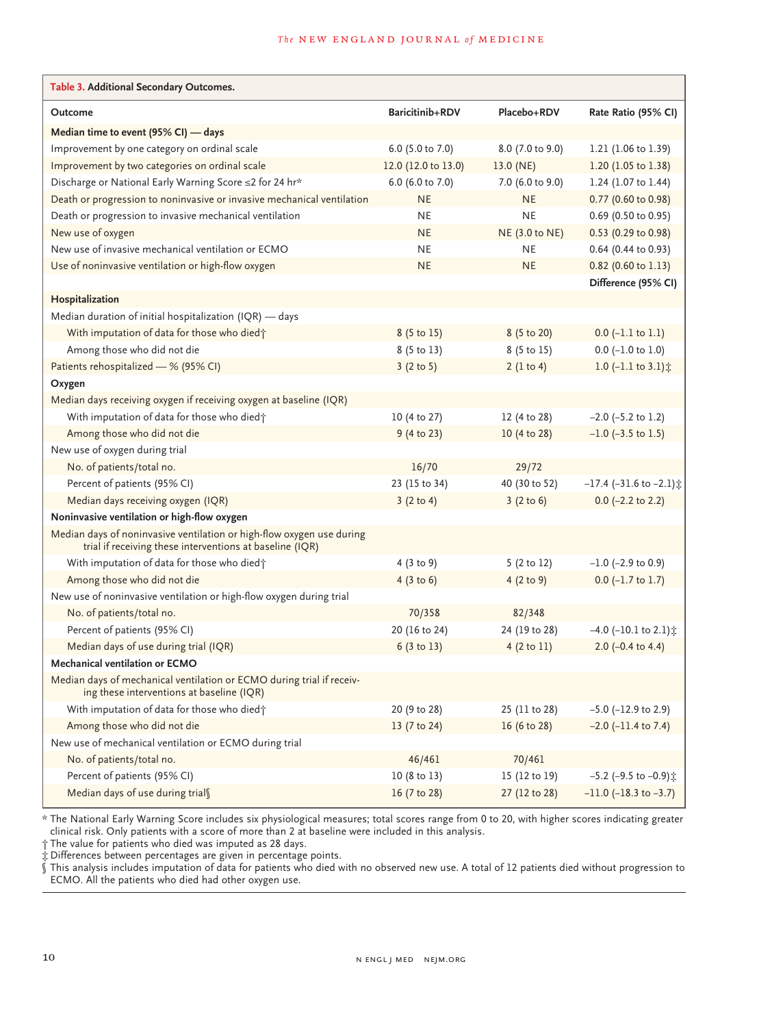**Table 3. Additional Secondary Outcomes.**

| Outcome | Baricitinib+RDV | Placebo+RDV | Rate Ratio (95% CI) |
|---|---|---|---|
| **Median time to event (95% CI) — days** | | | |
| Improvement by one category on ordinal scale | 6.0 (5.0 to 7.0) | 8.0 (7.0 to 9.0) | 1.21 (1.06 to 1.39) |
| Improvement by two categories on ordinal scale | 12.0 (12.0 to 13.0) | 13.0 (NE) | 1.20 (1.05 to 1.38) |
| Discharge or National Early Warning Score ≤2 for 24 hr* | 6.0 (6.0 to 7.0) | 7.0 (6.0 to 9.0) | 1.24 (1.07 to 1.44) |
| Death or progression to noninvasive or invasive mechanical ventilation | NE | NE | 0.77 (0.60 to 0.98) |
| Death or progression to invasive mechanical ventilation | NE | NE | 0.69 (0.50 to 0.95) |
| New use of oxygen | NE | NE (3.0 to NE) | 0.53 (0.29 to 0.98) |
| New use of invasive mechanical ventilation or ECMO | NE | NE | 0.64 (0.44 to 0.93) |
| Use of noninvasive ventilation or high-flow oxygen | NE | NE | 0.82 (0.60 to 1.13) |
| | | | **Difference (95% CI)** |
| **Hospitalization** | | | |
| Median duration of initial hospitalization (IQR) — days | | | |
| With imputation of data for those who died† | 8 (5 to 15) | 8 (5 to 20) | 0.0 (−1.1 to 1.1) |
| Among those who did not die | 8 (5 to 13) | 8 (5 to 15) | 0.0 (−1.0 to 1.0) |
| Patients rehospitalized — % (95% CI) | 3 (2 to 5) | 2 (1 to 4) | 1.0 (−1.1 to 3.1)‡ |
| **Oxygen** | | | |
| Median days receiving oxygen if receiving oxygen at baseline (IQR) | | | |
| With imputation of data for those who died† | 10 (4 to 27) | 12 (4 to 28) | −2.0 (−5.2 to 1.2) |
| Among those who did not die | 9 (4 to 23) | 10 (4 to 28) | −1.0 (−3.5 to 1.5) |
| New use of oxygen during trial | | | |
| No. of patients/total no. | 16/70 | 29/72 | |
| Percent of patients (95% CI) | 23 (15 to 34) | 40 (30 to 52) | −17.4 (−31.6 to −2.1)‡ |
| Median days receiving oxygen (IQR) | 3 (2 to 4) | 3 (2 to 6) | 0.0 (−2.2 to 2.2) |
| **Noninvasive ventilation or high-flow oxygen** | | | |
| Median days of noninvasive ventilation or high-flow oxygen use during trial if receiving these interventions at baseline (IQR) | | | |
| With imputation of data for those who died† | 4 (3 to 9) | 5 (2 to 12) | −1.0 (−2.9 to 0.9) |
| Among those who did not die | 4 (3 to 6) | 4 (2 to 9) | 0.0 (−1.7 to 1.7) |
| New use of noninvasive ventilation or high-flow oxygen during trial | | | |
| No. of patients/total no. | 70/358 | 82/348 | |
| Percent of patients (95% CI) | 20 (16 to 24) | 24 (19 to 28) | −4.0 (−10.1 to 2.1)‡ |
| Median days of use during trial (IQR) | 6 (3 to 13) | 4 (2 to 11) | 2.0 (−0.4 to 4.4) |
| **Mechanical ventilation or ECMO** | | | |
| Median days of mechanical ventilation or ECMO during trial if receiving these interventions at baseline (IQR) | | | |
| With imputation of data for those who died† | 20 (9 to 28) | 25 (11 to 28) | −5.0 (−12.9 to 2.9) |
| Among those who did not die | 13 (7 to 24) | 16 (6 to 28) | −2.0 (−11.4 to 7.4) |
| New use of mechanical ventilation or ECMO during trial | | | |
| No. of patients/total no. | 46/461 | 70/461 | |
| Percent of patients (95% CI) | 10 (8 to 13) | 15 (12 to 19) | −5.2 (−9.5 to −0.9)‡ |
| Median days of use during trial§ | 16 (7 to 28) | 27 (12 to 28) | −11.0 (−18.3 to −3.7) |

\* The National Early Warning Score includes six physiological measures; total scores range from 0 to 20, with higher scores indicating greater clinical risk. Only patients with a score of more than 2 at baseline were included in this analysis.

† The value for patients who died was imputed as 28 days.

‡ Differences between percentages are given in percentage points.

§ This analysis includes imputation of data for patients who died with no observed new use. A total of 12 patients died without progression to ECMO. All the patients who died had other oxygen use.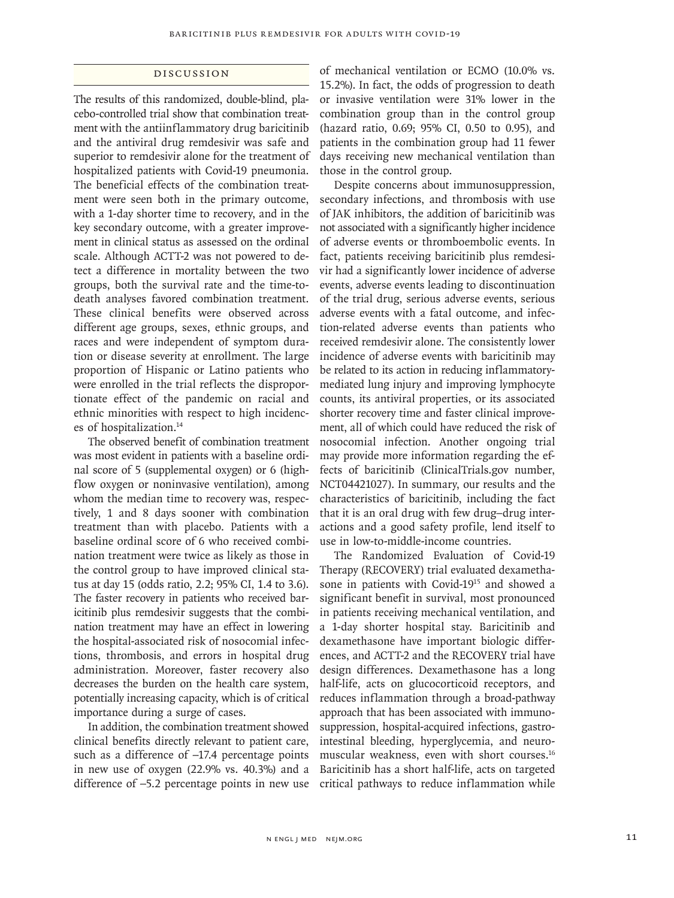## Discussion

The results of this randomized, double-blind, placebo-controlled trial show that combination treatment with the antiinflammatory drug baricitinib and the antiviral drug remdesivir was safe and superior to remdesivir alone for the treatment of hospitalized patients with Covid-19 pneumonia. The beneficial effects of the combination treatment were seen both in the primary outcome, with a 1-day shorter time to recovery, and in the key secondary outcome, with a greater improvement in clinical status as assessed on the ordinal scale. Although ACTT-2 was not powered to detect a difference in mortality between the two groups, both the survival rate and the time-to-death analyses favored combination treatment. These clinical benefits were observed across different age groups, sexes, ethnic groups, and races and were independent of symptom duration or disease severity at enrollment. The large proportion of Hispanic or Latino patients who were enrolled in the trial reflects the disproportionate effect of the pandemic on racial and ethnic minorities with respect to high incidences of hospitalization.[14]

The observed benefit of combination treatment was most evident in patients with a baseline ordinal score of 5 (supplemental oxygen) or 6 (high-flow oxygen or noninvasive ventilation), among whom the median time to recovery was, respectively, 1 and 8 days sooner with combination treatment than with placebo. Patients with a baseline ordinal score of 6 who received combination treatment were twice as likely as those in the control group to have improved clinical status at day 15 (odds ratio, 2.2; 95% CI, 1.4 to 3.6). The faster recovery in patients who received baricitinib plus remdesivir suggests that the combination treatment may have an effect in lowering the hospital-associated risk of nosocomial infections, thrombosis, and errors in hospital drug administration. Moreover, faster recovery also decreases the burden on the health care system, potentially increasing capacity, which is of critical importance during a surge of cases.

In addition, the combination treatment showed clinical benefits directly relevant to patient care, such as a difference of −17.4 percentage points in new use of oxygen (22.9% vs. 40.3%) and a difference of −5.2 percentage points in new use of mechanical ventilation or ECMO (10.0% vs. 15.2%). In fact, the odds of progression to death or invasive ventilation were 31% lower in the combination group than in the control group (hazard ratio, 0.69; 95% CI, 0.50 to 0.95), and patients in the combination group had 11 fewer days receiving new mechanical ventilation than those in the control group.

Despite concerns about immunosuppression, secondary infections, and thrombosis with use of JAK inhibitors, the addition of baricitinib was not associated with a significantly higher incidence of adverse events or thromboembolic events. In fact, patients receiving baricitinib plus remdesivir had a significantly lower incidence of adverse events, adverse events leading to discontinuation of the trial drug, serious adverse events, serious adverse events with a fatal outcome, and infection-related adverse events than patients who received remdesivir alone. The consistently lower incidence of adverse events with baricitinib may be related to its action in reducing inflammatory-mediated lung injury and improving lymphocyte counts, its antiviral properties, or its associated shorter recovery time and faster clinical improvement, all of which could have reduced the risk of nosocomial infection. Another ongoing trial may provide more information regarding the effects of baricitinib (ClinicalTrials.gov number, NCT04421027). In summary, our results and the characteristics of baricitinib, including the fact that it is an oral drug with few drug–drug interactions and a good safety profile, lend itself to use in low-to-middle-income countries.

The Randomized Evaluation of Covid-19 Therapy (RECOVERY) trial evaluated dexamethasone in patients with Covid-19[15] and showed a significant benefit in survival, most pronounced in patients receiving mechanical ventilation, and a 1-day shorter hospital stay. Baricitinib and dexamethasone have important biologic differences, and ACTT-2 and the RECOVERY trial have design differences. Dexamethasone has a long half-life, acts on glucocorticoid receptors, and reduces inflammation through a broad-pathway approach that has been associated with immunosuppression, hospital-acquired infections, gastrointestinal bleeding, hyperglycemia, and neuromuscular weakness, even with short courses.[16] Baricitinib has a short half-life, acts on targeted critical pathways to reduce inflammation while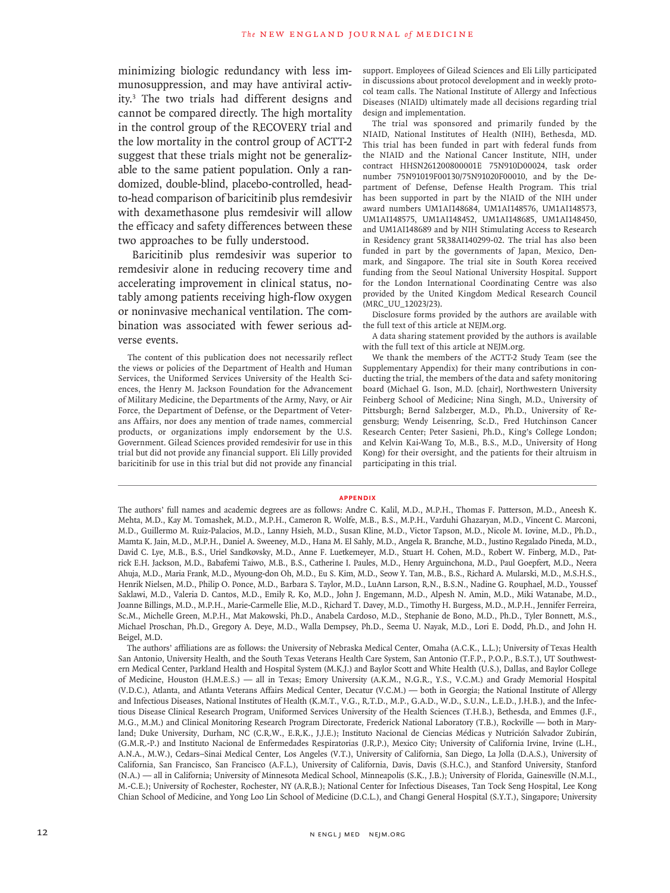minimizing biologic redundancy with less immunosuppression, and may have antiviral activity.[3] The two trials had different designs and cannot be compared directly. The high mortality in the control group of the RECOVERY trial and the low mortality in the control group of ACTT-2 suggest that these trials might not be generalizable to the same patient population. Only a randomized, double-blind, placebo-controlled, head-to-head comparison of baricitinib plus remdesivir with dexamethasone plus remdesivir will allow the efficacy and safety differences between these two approaches to be fully understood.

Baricitinib plus remdesivir was superior to remdesivir alone in reducing recovery time and accelerating improvement in clinical status, notably among patients receiving high-flow oxygen or noninvasive mechanical ventilation. The combination was associated with fewer serious adverse events.

The content of this publication does not necessarily reflect the views or policies of the Department of Health and Human Services, the Uniformed Services University of the Health Sciences, the Henry M. Jackson Foundation for the Advancement of Military Medicine, the Departments of the Army, Navy, or Air Force, the Department of Defense, or the Department of Veterans Affairs, nor does any mention of trade names, commercial products, or organizations imply endorsement by the U.S. Government. Gilead Sciences provided remdesivir for use in this trial but did not provide any financial support. Eli Lilly provided baricitinib for use in this trial but did not provide any financial support. Employees of Gilead Sciences and Eli Lilly participated in discussions about protocol development and in weekly protocol team calls. The National Institute of Allergy and Infectious Diseases (NIAID) ultimately made all decisions regarding trial design and implementation.

The trial was sponsored and primarily funded by the NIAID, National Institutes of Health (NIH), Bethesda, MD. This trial has been funded in part with federal funds from the NIAID and the National Cancer Institute, NIH, under contract HHSN261200800001E 75N910D00024, task order number 75N91019F00130/75N91020F00010, and by the Department of Defense, Defense Health Program. This trial has been supported in part by the NIAID of the NIH under award numbers UM1AI148684, UM1AI148576, UM1AI148573, UM1AI148575, UM1AI148452, UM1AI148685, UM1AI148450, and UM1AI148689 and by NIH Stimulating Access to Research in Residency grant 5R38AI140299-02. The trial has also been funded in part by the governments of Japan, Mexico, Denmark, and Singapore. The trial site in South Korea received funding from the Seoul National University Hospital. Support for the London International Coordinating Centre was also provided by the United Kingdom Medical Research Council (MRC_UU_12023/23).

Disclosure forms provided by the authors are available with the full text of this article at NEJM.org.

A data sharing statement provided by the authors is available with the full text of this article at NEJM.org.

We thank the members of the ACTT-2 Study Team (see the Supplementary Appendix) for their many contributions in conducting the trial, the members of the data and safety monitoring board (Michael G. Ison, M.D. [chair], Northwestern University Feinberg School of Medicine; Nina Singh, M.D., University of Pittsburgh; Bernd Salzberger, M.D., Ph.D., University of Regensburg; Wendy Leisenring, Sc.D., Fred Hutchinson Cancer Research Center; Peter Sasieni, Ph.D., King's College London; and Kelvin Kai-Wang To, M.B., B.S., M.D., University of Hong Kong) for their oversight, and the patients for their altruism in participating in this trial.

## Appendix

The authors' full names and academic degrees are as follows: Andre C. Kalil, M.D., M.P.H., Thomas F. Patterson, M.D., Aneesh K. Mehta, M.D., Kay M. Tomashek, M.D., M.P.H., Cameron R. Wolfe, M.B., B.S., M.P.H., Varduhi Ghazaryan, M.D., Vincent C. Marconi, M.D., Guillermo M. Ruiz-Palacios, M.D., Lanny Hsieh, M.D., Susan Kline, M.D., Victor Tapson, M.D., Nicole M. Iovine, M.D., Ph.D., Mamta K. Jain, M.D., M.P.H., Daniel A. Sweeney, M.D., Hana M. El Sahly, M.D., Angela R. Branche, M.D., Justino Regalado Pineda, M.D., David C. Lye, M.B., B.S., Uriel Sandkovsky, M.D., Anne F. Luetkemeyer, M.D., Stuart H. Cohen, M.D., Robert W. Finberg, M.D., Patrick E.H. Jackson, M.D., Babafemi Taiwo, M.B., B.S., Catherine I. Paules, M.D., Henry Arguinchona, M.D., Paul Goepfert, M.D., Neera Ahuja, M.D., Maria Frank, M.D., Myoung-don Oh, M.D., Eu S. Kim, M.D., Seow Y. Tan, M.B., B.S., Richard A. Mularski, M.D., M.S.H.S., Henrik Nielsen, M.D., Philip O. Ponce, M.D., Barbara S. Taylor, M.D., LuAnn Larson, R.N., B.S.N., Nadine G. Rouphael, M.D., Youssef Saklawi, M.D., Valeria D. Cantos, M.D., Emily R. Ko, M.D., John J. Engemann, M.D., Alpesh N. Amin, M.D., Miki Watanabe, M.D., Joanne Billings, M.D., M.P.H., Marie-Carmelle Elie, M.D., Richard T. Davey, M.D., Timothy H. Burgess, M.D., M.P.H., Jennifer Ferreira, Sc.M., Michelle Green, M.P.H., Mat Makowski, Ph.D., Anabela Cardoso, M.D., Stephanie de Bono, M.D., Ph.D., Tyler Bonnett, M.S., Michael Proschan, Ph.D., Gregory A. Deye, M.D., Walla Dempsey, Ph.D., Seema U. Nayak, M.D., Lori E. Dodd, Ph.D., and John H. Beigel, M.D.

The authors' affiliations are as follows: the University of Nebraska Medical Center, Omaha (A.C.K., L.L.); University of Texas Health San Antonio, University Health, and the South Texas Veterans Health Care System, San Antonio (T.F.P., P.O.P., B.S.T.), UT Southwestern Medical Center, Parkland Health and Hospital System (M.K.J.) and Baylor Scott and White Health (U.S.), Dallas, and Baylor College of Medicine, Houston (H.M.E.S.) — all in Texas; Emory University (A.K.M., N.G.R., Y.S., V.C.M.) and Grady Memorial Hospital (V.D.C.), Atlanta, and Atlanta Veterans Affairs Medical Center, Decatur (V.C.M.) — both in Georgia; the National Institute of Allergy and Infectious Diseases, National Institutes of Health (K.M.T., V.G., R.T.D., M.P., G.A.D., W.D., S.U.N., L.E.D., J.H.B.), and the Infectious Disease Clinical Research Program, Uniformed Services University of the Health Sciences (T.H.B.), Bethesda, and Emmes (J.F., M.G., M.M.) and Clinical Monitoring Research Program Directorate, Frederick National Laboratory (T.B.), Rockville — both in Maryland; Duke University, Durham, NC (C.R.W., E.R.K., J.J.E.); Instituto Nacional de Ciencias Médicas y Nutrición Salvador Zubirán, (G.M.R.-P.) and Instituto Nacional de Enfermedades Respiratorias (J.R.P.), Mexico City; University of California Irvine, Irvine (L.H., A.N.A., M.W.), Cedars–Sinai Medical Center, Los Angeles (V.T.), University of California, San Diego, La Jolla (D.A.S.), University of California, San Francisco, San Francisco (A.F.L.), University of California, Davis, Davis (S.H.C.), and Stanford University, Stanford (N.A.) — all in California; University of Minnesota Medical School, Minneapolis (S.K., J.B.); University of Florida, Gainesville (N.M.I., M.-C.E.); University of Rochester, Rochester, NY (A.R.B.); National Center for Infectious Diseases, Tan Tock Seng Hospital, Lee Kong Chian School of Medicine, and Yong Loo Lin School of Medicine (D.C.L.), and Changi General Hospital (S.Y.T.), Singapore; University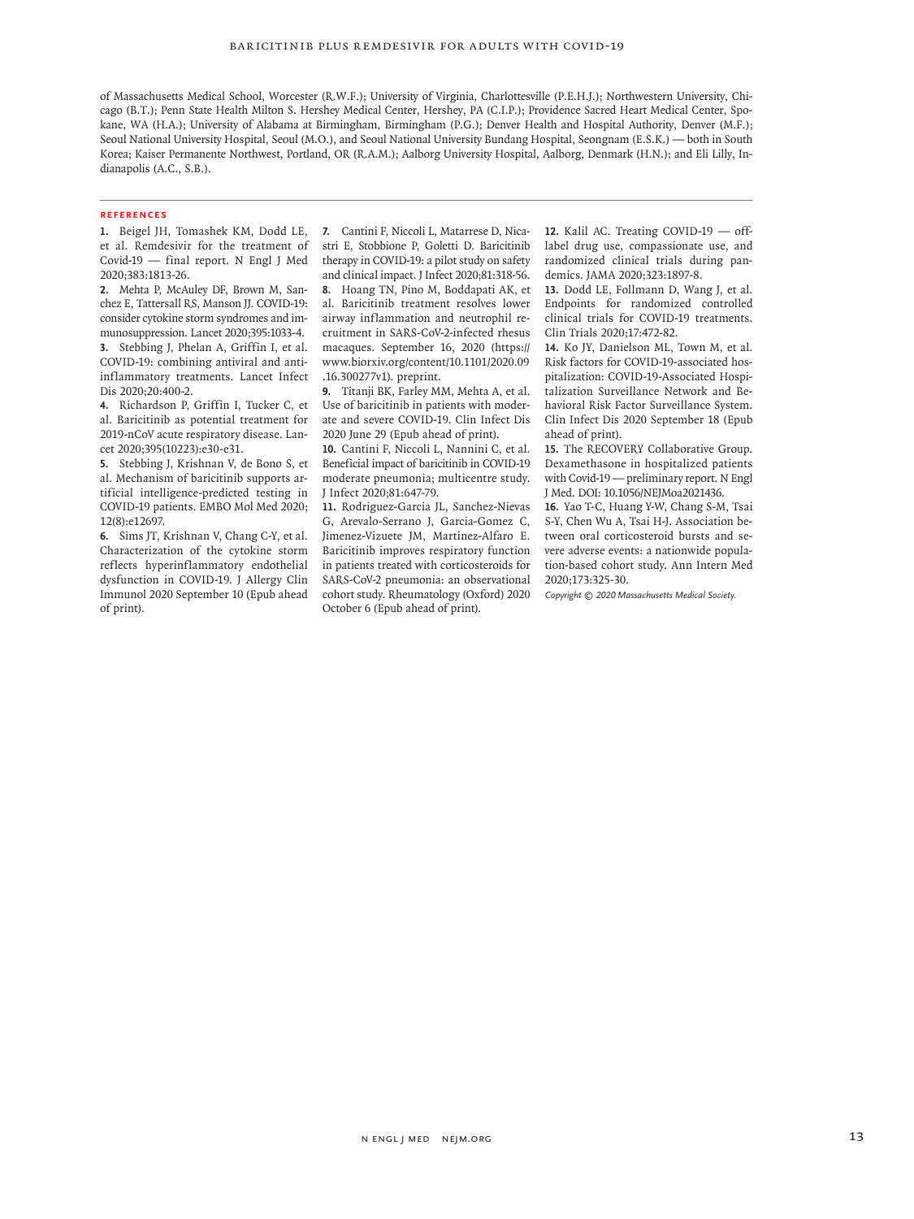of Massachusetts Medical School, Worcester (R.W.F.); University of Virginia, Charlottesville (P.E.H.J.); Northwestern University, Chicago (B.T.); Penn State Health Milton S. Hershey Medical Center, Hershey, PA (C.I.P.); Providence Sacred Heart Medical Center, Spokane, WA (H.A.); University of Alabama at Birmingham, Birmingham (P.G.); Denver Health and Hospital Authority, Denver (M.F.); Seoul National University Hospital, Seoul (M.O.), and Seoul National University Bundang Hospital, Seongnam (E.S.K.) — both in South Korea; Kaiser Permanente Northwest, Portland, OR (R.A.M.); Aalborg University Hospital, Aalborg, Denmark (H.N.); and Eli Lilly, Indianapolis (A.C., S.B.).

## REFERENCES

1. Beigel JH, Tomashek KM, Dodd LE, et al. Remdesivir for the treatment of Covid-19 — final report. N Engl J Med 2020;383:1813-26.
2. Mehta P, McAuley DF, Brown M, Sanchez E, Tattersall RS, Manson JJ. COVID-19: consider cytokine storm syndromes and immunosuppression. Lancet 2020;395:1033-4.
3. Stebbing J, Phelan A, Griffin I, et al. COVID-19: combining antiviral and anti-inflammatory treatments. Lancet Infect Dis 2020;20:400-2.
4. Richardson P, Griffin I, Tucker C, et al. Baricitinib as potential treatment for 2019-nCoV acute respiratory disease. Lancet 2020;395(10223):e30-e31.
5. Stebbing J, Krishnan V, de Bono S, et al. Mechanism of baricitinib supports artificial intelligence-predicted testing in COVID-19 patients. EMBO Mol Med 2020; 12(8):e12697.
6. Sims JT, Krishnan V, Chang C-Y, et al. Characterization of the cytokine storm reflects hyperinflammatory endothelial dysfunction in COVID-19. J Allergy Clin Immunol 2020 September 10 (Epub ahead of print).
7. Cantini F, Niccoli L, Matarrese D, Nicastri E, Stobbione P, Goletti D. Baricitinib therapy in COVID-19: a pilot study on safety and clinical impact. J Infect 2020;81:318-56.
8. Hoang TN, Pino M, Boddapati AK, et al. Baricitinib treatment resolves lower airway inflammation and neutrophil recruitment in SARS-CoV-2-infected rhesus macaques. September 16, 2020 (https://www.biorxiv.org/content/10.1101/2020.09.16.300277v1). preprint.
9. Titanji BK, Farley MM, Mehta A, et al. Use of baricitinib in patients with moderate and severe COVID-19. Clin Infect Dis 2020 June 29 (Epub ahead of print).
10. Cantini F, Niccoli L, Nannini C, et al. Beneficial impact of baricitinib in COVID-19 moderate pneumonia; multicentre study. J Infect 2020;81:647-79.
11. Rodriguez-Garcia JL, Sanchez-Nievas G, Arevalo-Serrano J, Garcia-Gomez C, Jimenez-Vizuete JM, Martinez-Alfaro E. Baricitinib improves respiratory function in patients treated with corticosteroids for SARS-CoV-2 pneumonia: an observational cohort study. Rheumatology (Oxford) 2020 October 6 (Epub ahead of print).
12. Kalil AC. Treating COVID-19 — off-label drug use, compassionate use, and randomized clinical trials during pandemics. JAMA 2020;323:1897-8.
13. Dodd LE, Follmann D, Wang J, et al. Endpoints for randomized controlled clinical trials for COVID-19 treatments. Clin Trials 2020;17:472-82.
14. Ko JY, Danielson ML, Town M, et al. Risk factors for COVID-19-associated hospitalization: COVID-19-Associated Hospitalization Surveillance Network and Behavioral Risk Factor Surveillance System. Clin Infect Dis 2020 September 18 (Epub ahead of print).
15. The RECOVERY Collaborative Group. Dexamethasone in hospitalized patients with Covid-19 — preliminary report. N Engl J Med. DOI: 10.1056/NEJMoa2021436.
16. Yao T-C, Huang Y-W, Chang S-M, Tsai S-Y, Chen Wu A, Tsai H-J. Association between oral corticosteroid bursts and severe adverse events: a nationwide population-based cohort study. Ann Intern Med 2020;173:325-30.

*Copyright © 2020 Massachusetts Medical Society.*